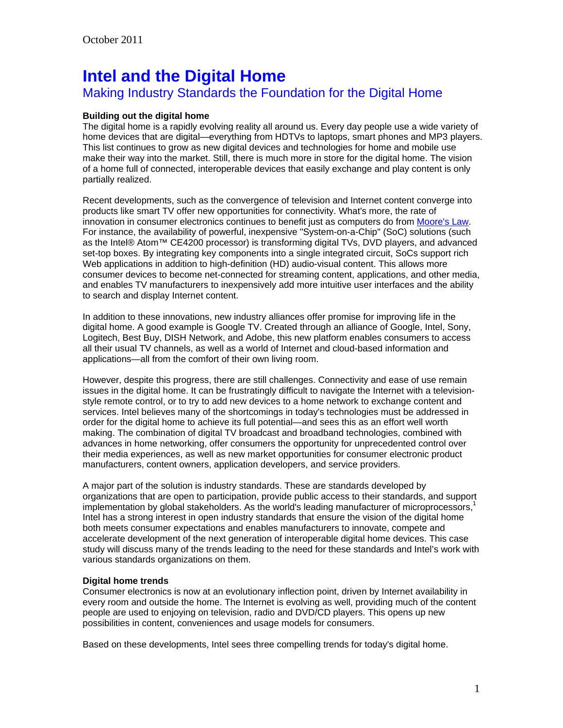October 2011

# Intel and the Digital Home

## Making Industry Standards the Foundation for the Digital Home

**Building out the digital home**

The digital home is a rapidly evolving reality all around us. Every day people use a wide variety of home devices that are digital—everything from HDTVs to laptops, smart phones and MP3 players. This list continues to grow as new digital devices and technologies for home and mobile use make their way into the market. Still, there is much more in store for the digital home. The vision of a home full of connected, interoperable devices that easily exchange and play content is only partially realized.

Recent developments, such as the convergence of television and Internet content converge into products like smart TV offer new opportunities for connectivity. What's more, the rate of innovation in consumer electronics continues to benefit just as computers do from Moore's Law. For instance, the availability of powerful, inexpensive "System-on-a-Chip" (SoC) solutions (such as the Intel® Atom™ CE4200 processor) is transforming digital TVs, DVD players, and advanced set-top boxes. By integrating key components into a single integrated circuit, SoCs support rich Web applications in addition to high-definition (HD) audio-visual content. This allows more consumer devices to become net-connected for streaming content, applications, and other media, and enables TV manufacturers to inexpensively add more intuitive user interfaces and the ability to search and display Internet content.

In addition to these innovations, new industry alliances offer promise for improving life in the digital home. A good example is Google TV. Created through an alliance of Google, Intel, Sony, Logitech, Best Buy, DISH Network, and Adobe, this new platform enables consumers to access all their usual TV channels, as well as a world of Internet and cloud-based information and applications—all from the comfort of their own living room.

However, despite this progress, there are still challenges. Connectivity and ease of use remain issues in the digital home. It can be frustratingly difficult to navigate the Internet with a television-style remote control, or to try to add new devices to a home network to exchange content and services. Intel believes many of the shortcomings in today's technologies must be addressed in order for the digital home to achieve its full potential—and sees this as an effort well worth making. The combination of digital TV broadcast and broadband technologies, combined with advances in home networking, offer consumers the opportunity for unprecedented control over their media experiences, as well as new market opportunities for consumer electronic product manufacturers, content owners, application developers, and service providers.

A major part of the solution is industry standards. These are standards developed by organizations that are open to participation, provide public access to their standards, and support implementation by global stakeholders. As the world's leading manufacturer of microprocessors,[1] Intel has a strong interest in open industry standards that ensure the vision of the digital home both meets consumer expectations and enables manufacturers to innovate, compete and accelerate development of the next generation of interoperable digital home devices. This case study will discuss many of the trends leading to the need for these standards and Intel's work with various standards organizations on them.

**Digital home trends**

Consumer electronics is now at an evolutionary inflection point, driven by Internet availability in every room and outside the home. The Internet is evolving as well, providing much of the content people are used to enjoying on television, radio and DVD/CD players. This opens up new possibilities in content, conveniences and usage models for consumers.

Based on these developments, Intel sees three compelling trends for today's digital home.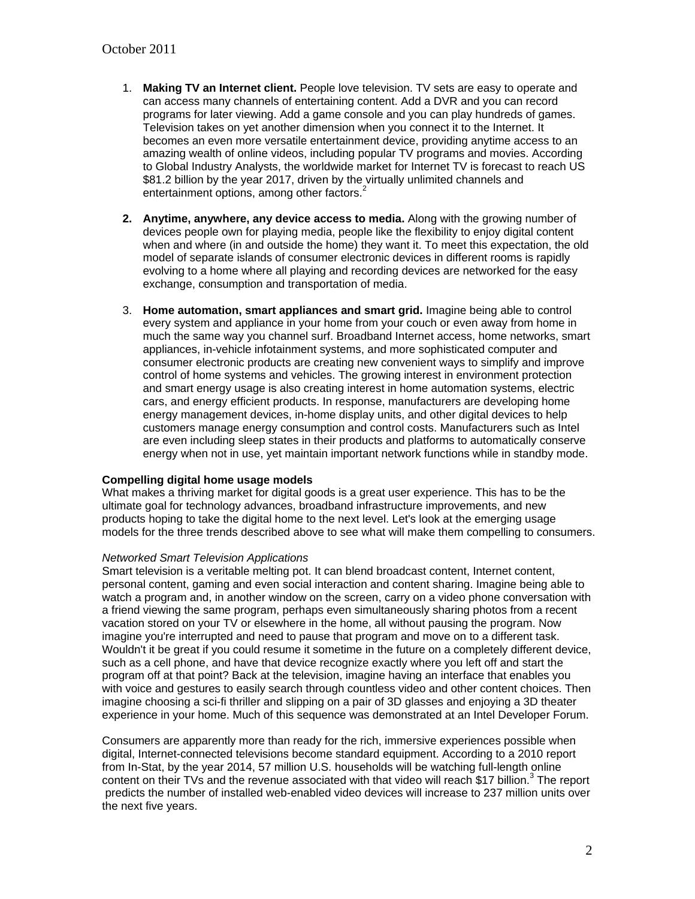1. **Making TV an Internet client.** People love television. TV sets are easy to operate and can access many channels of entertaining content. Add a DVR and you can record programs for later viewing. Add a game console and you can play hundreds of games. Television takes on yet another dimension when you connect it to the Internet. It becomes an even more versatile entertainment device, providing anytime access to an amazing wealth of online videos, including popular TV programs and movies. According to Global Industry Analysts, the worldwide market for Internet TV is forecast to reach US $81.2 billion by the year 2017, driven by the virtually unlimited channels and entertainment options, among other factors.[2]

2. **Anytime, anywhere, any device access to media.** Along with the growing number of devices people own for playing media, people like the flexibility to enjoy digital content when and where (in and outside the home) they want it. To meet this expectation, the old model of separate islands of consumer electronic devices in different rooms is rapidly evolving to a home where all playing and recording devices are networked for the easy exchange, consumption and transportation of media.

3. **Home automation, smart appliances and smart grid.** Imagine being able to control every system and appliance in your home from your couch or even away from home in much the same way you channel surf. Broadband Internet access, home networks, smart appliances, in-vehicle infotainment systems, and more sophisticated computer and consumer electronic products are creating new convenient ways to simplify and improve control of home systems and vehicles. The growing interest in environment protection and smart energy usage is also creating interest in home automation systems, electric cars, and energy efficient products. In response, manufacturers are developing home energy management devices, in-home display units, and other digital devices to help customers manage energy consumption and control costs. Manufacturers such as Intel are even including sleep states in their products and platforms to automatically conserve energy when not in use, yet maintain important network functions while in standby mode.

**Compelling digital home usage models**

What makes a thriving market for digital goods is a great user experience. This has to be the ultimate goal for technology advances, broadband infrastructure improvements, and new products hoping to take the digital home to the next level. Let's look at the emerging usage models for the three trends described above to see what will make them compelling to consumers.

*Networked Smart Television Applications*

Smart television is a veritable melting pot. It can blend broadcast content, Internet content, personal content, gaming and even social interaction and content sharing. Imagine being able to watch a program and, in another window on the screen, carry on a video phone conversation with a friend viewing the same program, perhaps even simultaneously sharing photos from a recent vacation stored on your TV or elsewhere in the home, all without pausing the program. Now imagine you're interrupted and need to pause that program and move on to a different task. Wouldn't it be great if you could resume it sometime in the future on a completely different device, such as a cell phone, and have that device recognize exactly where you left off and start the program off at that point? Back at the television, imagine having an interface that enables you with voice and gestures to easily search through countless video and other content choices. Then imagine choosing a sci-fi thriller and slipping on a pair of 3D glasses and enjoying a 3D theater experience in your home. Much of this sequence was demonstrated at an Intel Developer Forum.

Consumers are apparently more than ready for the rich, immersive experiences possible when digital, Internet-connected televisions become standard equipment. According to a 2010 report from In-Stat, by the year 2014, 57 million U.S. households will be watching full-length online content on their TVs and the revenue associated with that video will reach $17 billion.[3] The report predicts the number of installed web-enabled video devices will increase to 237 million units over the next five years.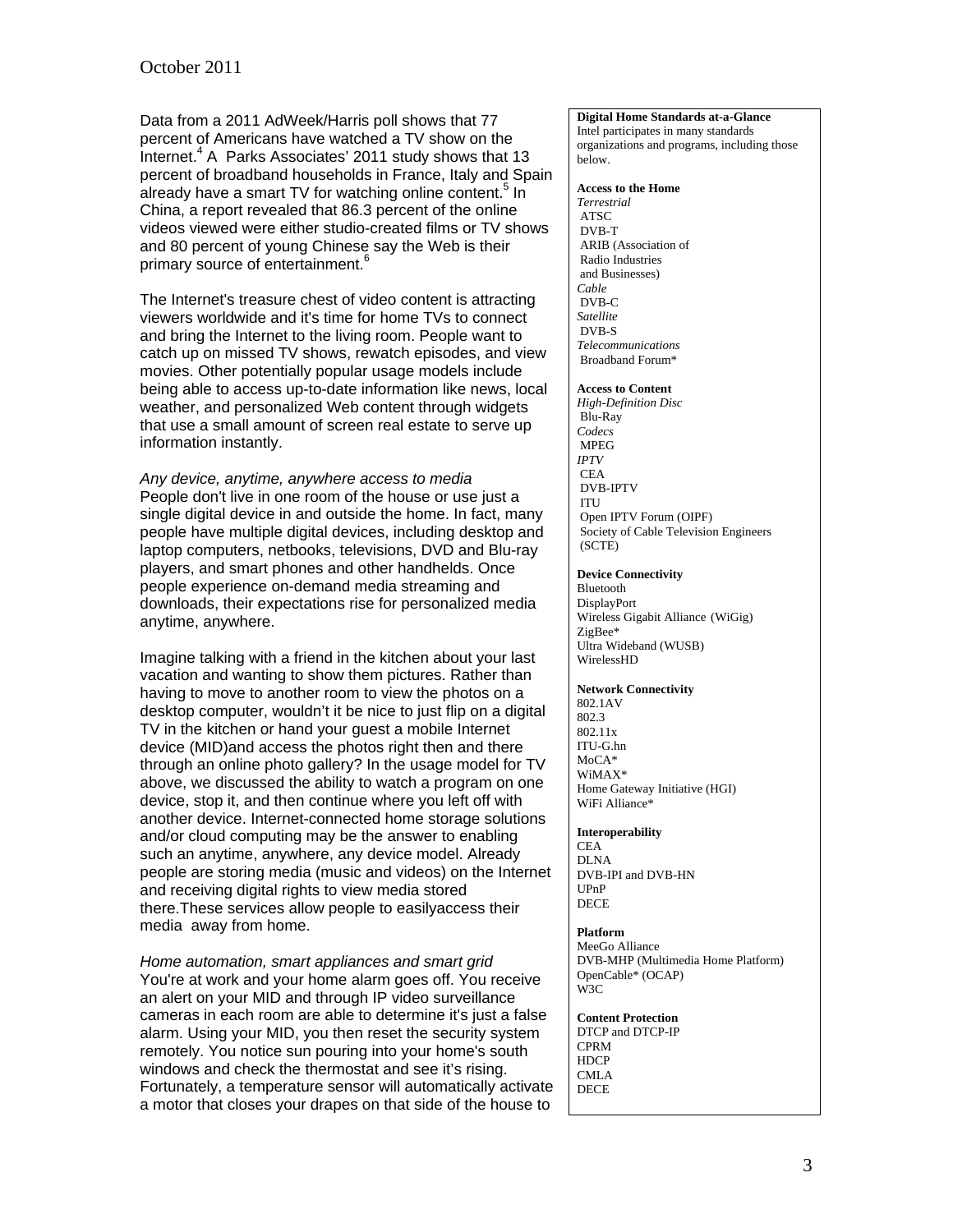Data from a 2011 AdWeek/Harris poll shows that 77 percent of Americans have watched a TV show on the Internet.[4] A Parks Associates' 2011 study shows that 13 percent of broadband households in France, Italy and Spain already have a smart TV for watching online content.[5] In China, a report revealed that 86.3 percent of the online videos viewed were either studio-created films or TV shows and 80 percent of young Chinese say the Web is their primary source of entertainment.[6]

The Internet's treasure chest of video content is attracting viewers worldwide and it's time for home TVs to connect and bring the Internet to the living room. People want to catch up on missed TV shows, rewatch episodes, and view movies. Other potentially popular usage models include being able to access up-to-date information like news, local weather, and personalized Web content through widgets that use a small amount of screen real estate to serve up information instantly.

*Any device, anytime, anywhere access to media*

People don't live in one room of the house or use just a single digital device in and outside the home. In fact, many people have multiple digital devices, including desktop and laptop computers, netbooks, televisions, DVD and Blu-ray players, and smart phones and other handhelds. Once people experience on-demand media streaming and downloads, their expectations rise for personalized media anytime, anywhere.

Imagine talking with a friend in the kitchen about your last vacation and wanting to show them pictures. Rather than having to move to another room to view the photos on a desktop computer, wouldn't it be nice to just flip on a digital TV in the kitchen or hand your guest a mobile Internet device (MID)and access the photos right then and there through an online photo gallery? In the usage model for TV above, we discussed the ability to watch a program on one device, stop it, and then continue where you left off with another device. Internet-connected home storage solutions and/or cloud computing may be the answer to enabling such an anytime, anywhere, any device model. Already people are storing media (music and videos) on the Internet and receiving digital rights to view media stored there.These services allow people to easilyaccess their media away from home.

*Home automation, smart appliances and smart grid*

You're at work and your home alarm goes off. You receive an alert on your MID and through IP video surveillance cameras in each room are able to determine it's just a false alarm. Using your MID, you then reset the security system remotely. You notice sun pouring into your home's south windows and check the thermostat and see it's rising. Fortunately, a temperature sensor will automatically activate a motor that closes your drapes on that side of the house to

**Digital Home Standards at-a-Glance**

Intel participates in many standards organizations and programs, including those below.

**Access to the Home**

*Terrestrial*
- ATSC
- DVB-T
- ARIB (Association of Radio Industries and Businesses)

*Cable*
- DVB-C

*Satellite*
- DVB-S

*Telecommunications*
- Broadband Forum*

**Access to Content**

*High-Definition Disc*
- Blu-Ray

*Codecs*
- MPEG

*IPTV*
- CEA
- DVB-IPTV
- ITU
- Open IPTV Forum (OIPF)
- Society of Cable Television Engineers (SCTE)

**Device Connectivity**
- Bluetooth
- DisplayPort
- Wireless Gigabit Alliance (WiGig)
- ZigBee*
- Ultra Wideband (WUSB)
- WirelessHD

**Network Connectivity**
- 802.1AV
- 802.3
- 802.11x
- ITU-G.hn
- MoCA*
- WiMAX*
- Home Gateway Initiative (HGI)
- WiFi Alliance*

**Interoperability**
- CEA
- DLNA
- DVB-IPI and DVB-HN
- UPnP
- DECE

**Platform**
- MeeGo Alliance
- DVB-MHP (Multimedia Home Platform)
- OpenCable* (OCAP)
- W3C

**Content Protection**
- DTCP and DTCP-IP
- CPRM
- HDCP
- CMLA
- DECE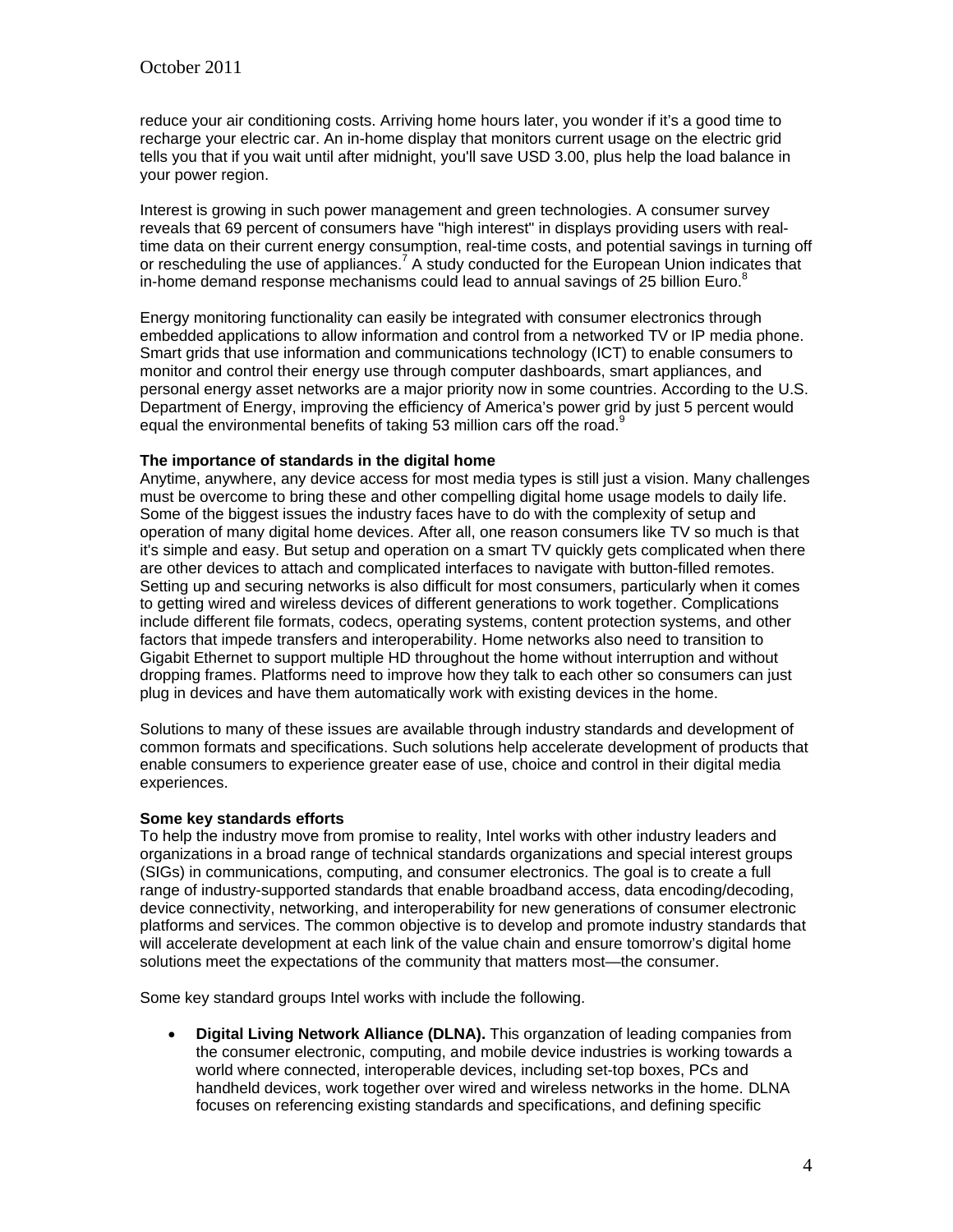reduce your air conditioning costs. Arriving home hours later, you wonder if it's a good time to recharge your electric car. An in-home display that monitors current usage on the electric grid tells you that if you wait until after midnight, you'll save USD 3.00, plus help the load balance in your power region.

Interest is growing in such power management and green technologies. A consumer survey reveals that 69 percent of consumers have "high interest" in displays providing users with real-time data on their current energy consumption, real-time costs, and potential savings in turning off or rescheduling the use of appliances.[7] A study conducted for the European Union indicates that in-home demand response mechanisms could lead to annual savings of 25 billion Euro.[8]

Energy monitoring functionality can easily be integrated with consumer electronics through embedded applications to allow information and control from a networked TV or IP media phone. Smart grids that use information and communications technology (ICT) to enable consumers to monitor and control their energy use through computer dashboards, smart appliances, and personal energy asset networks are a major priority now in some countries. According to the U.S. Department of Energy, improving the efficiency of America's power grid by just 5 percent would equal the environmental benefits of taking 53 million cars off the road.[9]

**The importance of standards in the digital home**

Anytime, anywhere, any device access for most media types is still just a vision. Many challenges must be overcome to bring these and other compelling digital home usage models to daily life. Some of the biggest issues the industry faces have to do with the complexity of setup and operation of many digital home devices. After all, one reason consumers like TV so much is that it's simple and easy. But setup and operation on a smart TV quickly gets complicated when there are other devices to attach and complicated interfaces to navigate with button-filled remotes. Setting up and securing networks is also difficult for most consumers, particularly when it comes to getting wired and wireless devices of different generations to work together. Complications include different file formats, codecs, operating systems, content protection systems, and other factors that impede transfers and interoperability. Home networks also need to transition to Gigabit Ethernet to support multiple HD throughout the home without interruption and without dropping frames. Platforms need to improve how they talk to each other so consumers can just plug in devices and have them automatically work with existing devices in the home.

Solutions to many of these issues are available through industry standards and development of common formats and specifications. Such solutions help accelerate development of products that enable consumers to experience greater ease of use, choice and control in their digital media experiences.

**Some key standards efforts**

To help the industry move from promise to reality, Intel works with other industry leaders and organizations in a broad range of technical standards organizations and special interest groups (SIGs) in communications, computing, and consumer electronics. The goal is to create a full range of industry-supported standards that enable broadband access, data encoding/decoding, device connectivity, networking, and interoperability for new generations of consumer electronic platforms and services. The common objective is to develop and promote industry standards that will accelerate development at each link of the value chain and ensure tomorrow's digital home solutions meet the expectations of the community that matters most—the consumer.

Some key standard groups Intel works with include the following.

- **Digital Living Network Alliance (DLNA).** This organzation of leading companies from the consumer electronic, computing, and mobile device industries is working towards a world where connected, interoperable devices, including set-top boxes, PCs and handheld devices, work together over wired and wireless networks in the home. DLNA focuses on referencing existing standards and specifications, and defining specific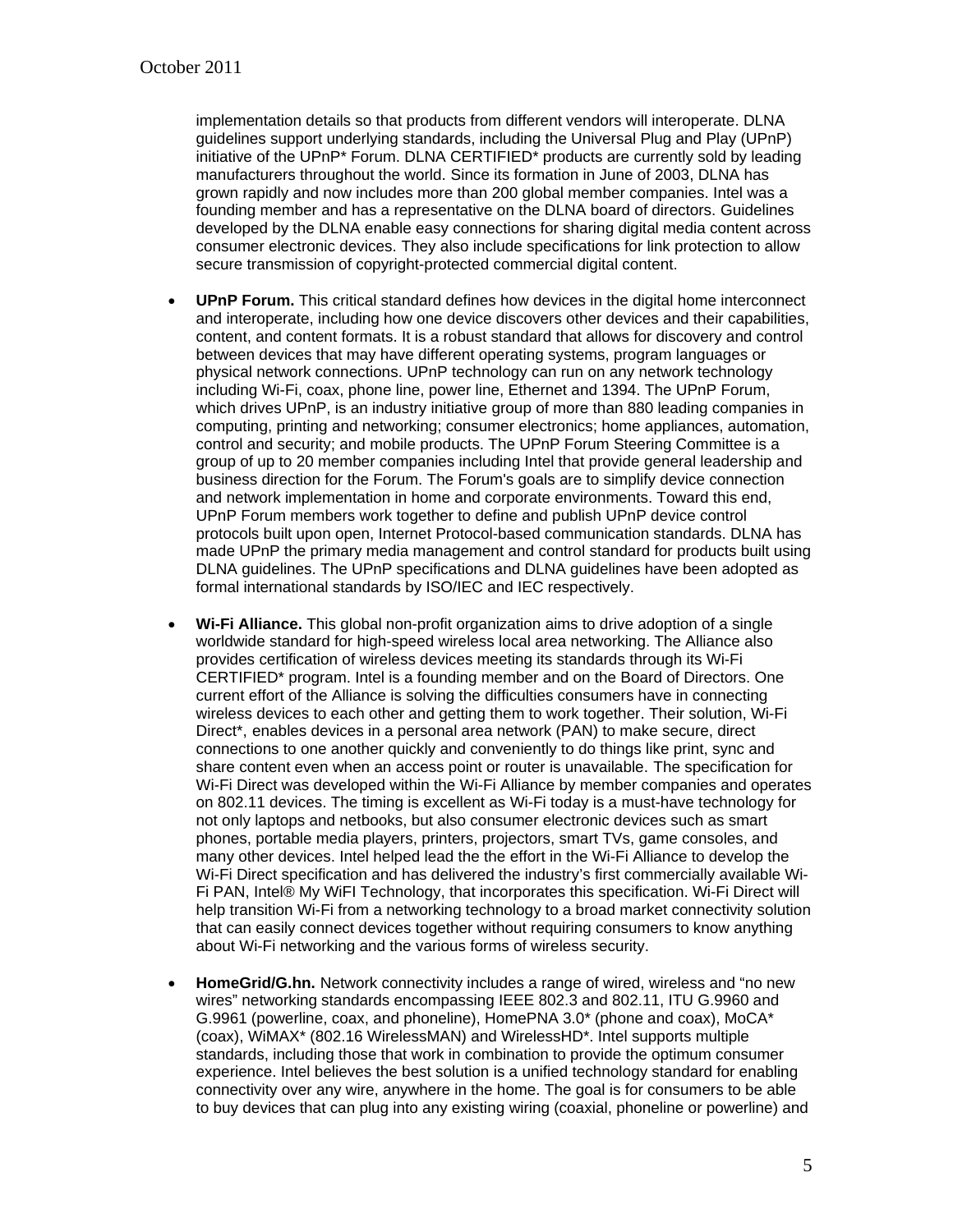implementation details so that products from different vendors will interoperate. DLNA guidelines support underlying standards, including the Universal Plug and Play (UPnP) initiative of the UPnP* Forum. DLNA CERTIFIED* products are currently sold by leading manufacturers throughout the world. Since its formation in June of 2003, DLNA has grown rapidly and now includes more than 200 global member companies. Intel was a founding member and has a representative on the DLNA board of directors. Guidelines developed by the DLNA enable easy connections for sharing digital media content across consumer electronic devices. They also include specifications for link protection to allow secure transmission of copyright-protected commercial digital content.

- **UPnP Forum.** This critical standard defines how devices in the digital home interconnect and interoperate, including how one device discovers other devices and their capabilities, content, and content formats. It is a robust standard that allows for discovery and control between devices that may have different operating systems, program languages or physical network connections. UPnP technology can run on any network technology including Wi-Fi, coax, phone line, power line, Ethernet and 1394. The UPnP Forum, which drives UPnP, is an industry initiative group of more than 880 leading companies in computing, printing and networking; consumer electronics; home appliances, automation, control and security; and mobile products. The UPnP Forum Steering Committee is a group of up to 20 member companies including Intel that provide general leadership and business direction for the Forum. The Forum's goals are to simplify device connection and network implementation in home and corporate environments. Toward this end, UPnP Forum members work together to define and publish UPnP device control protocols built upon open, Internet Protocol-based communication standards. DLNA has made UPnP the primary media management and control standard for products built using DLNA guidelines. The UPnP specifications and DLNA guidelines have been adopted as formal international standards by ISO/IEC and IEC respectively.

- **Wi-Fi Alliance.** This global non-profit organization aims to drive adoption of a single worldwide standard for high-speed wireless local area networking. The Alliance also provides certification of wireless devices meeting its standards through its Wi-Fi CERTIFIED* program. Intel is a founding member and on the Board of Directors. One current effort of the Alliance is solving the difficulties consumers have in connecting wireless devices to each other and getting them to work together. Their solution, Wi-Fi Direct*, enables devices in a personal area network (PAN) to make secure, direct connections to one another quickly and conveniently to do things like print, sync and share content even when an access point or router is unavailable. The specification for Wi-Fi Direct was developed within the Wi-Fi Alliance by member companies and operates on 802.11 devices. The timing is excellent as Wi-Fi today is a must-have technology for not only laptops and netbooks, but also consumer electronic devices such as smart phones, portable media players, printers, projectors, smart TVs, game consoles, and many other devices. Intel helped lead the the effort in the Wi-Fi Alliance to develop the Wi-Fi Direct specification and has delivered the industry's first commercially available Wi-Fi PAN, Intel® My WiFI Technology, that incorporates this specification. Wi-Fi Direct will help transition Wi-Fi from a networking technology to a broad market connectivity solution that can easily connect devices together without requiring consumers to know anything about Wi-Fi networking and the various forms of wireless security.

- **HomeGrid/G.hn.** Network connectivity includes a range of wired, wireless and "no new wires" networking standards encompassing IEEE 802.3 and 802.11, ITU G.9960 and G.9961 (powerline, coax, and phoneline), HomePNA 3.0* (phone and coax), MoCA* (coax), WiMAX* (802.16 WirelessMAN) and WirelessHD*. Intel supports multiple standards, including those that work in combination to provide the optimum consumer experience. Intel believes the best solution is a unified technology standard for enabling connectivity over any wire, anywhere in the home. The goal is for consumers to be able to buy devices that can plug into any existing wiring (coaxial, phoneline or powerline) and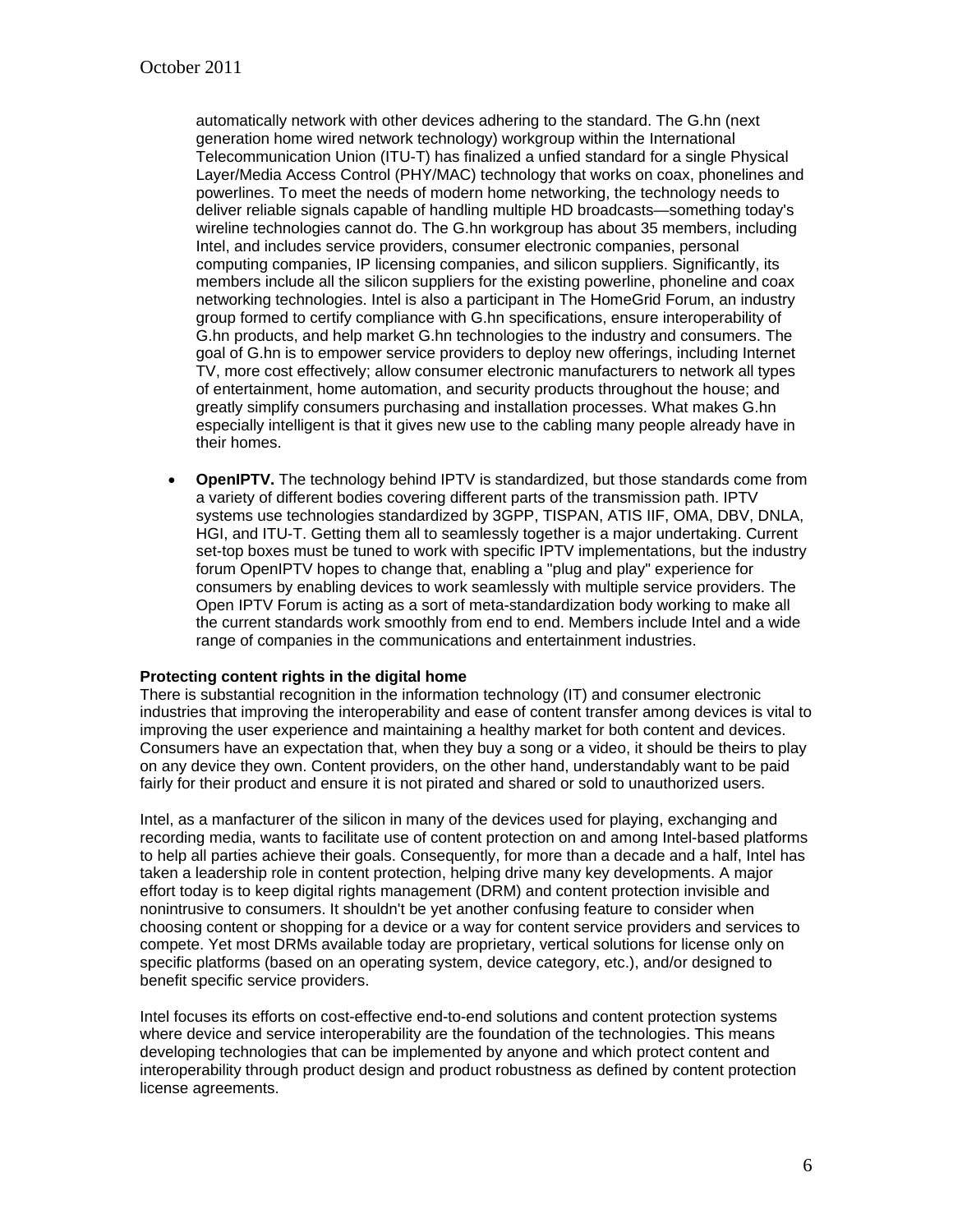automatically network with other devices adhering to the standard. The G.hn (next generation home wired network technology) workgroup within the International Telecommunication Union (ITU-T) has finalized a unfied standard for a single Physical Layer/Media Access Control (PHY/MAC) technology that works on coax, phonelines and powerlines. To meet the needs of modern home networking, the technology needs to deliver reliable signals capable of handling multiple HD broadcasts—something today's wireline technologies cannot do. The G.hn workgroup has about 35 members, including Intel, and includes service providers, consumer electronic companies, personal computing companies, IP licensing companies, and silicon suppliers. Significantly, its members include all the silicon suppliers for the existing powerline, phoneline and coax networking technologies. Intel is also a participant in The HomeGrid Forum, an industry group formed to certify compliance with G.hn specifications, ensure interoperability of G.hn products, and help market G.hn technologies to the industry and consumers. The goal of G.hn is to empower service providers to deploy new offerings, including Internet TV, more cost effectively; allow consumer electronic manufacturers to network all types of entertainment, home automation, and security products throughout the house; and greatly simplify consumers purchasing and installation processes. What makes G.hn especially intelligent is that it gives new use to the cabling many people already have in their homes.

- **OpenIPTV.** The technology behind IPTV is standardized, but those standards come from a variety of different bodies covering different parts of the transmission path. IPTV systems use technologies standardized by 3GPP, TISPAN, ATIS IIF, OMA, DBV, DNLA, HGI, and ITU-T. Getting them all to seamlessly together is a major undertaking. Current set-top boxes must be tuned to work with specific IPTV implementations, but the industry forum OpenIPTV hopes to change that, enabling a "plug and play" experience for consumers by enabling devices to work seamlessly with multiple service providers. The Open IPTV Forum is acting as a sort of meta-standardization body working to make all the current standards work smoothly from end to end. Members include Intel and a wide range of companies in the communications and entertainment industries.

**Protecting content rights in the digital home**

There is substantial recognition in the information technology (IT) and consumer electronic industries that improving the interoperability and ease of content transfer among devices is vital to improving the user experience and maintaining a healthy market for both content and devices. Consumers have an expectation that, when they buy a song or a video, it should be theirs to play on any device they own. Content providers, on the other hand, understandably want to be paid fairly for their product and ensure it is not pirated and shared or sold to unauthorized users.

Intel, as a manfacturer of the silicon in many of the devices used for playing, exchanging and recording media, wants to facilitate use of content protection on and among Intel-based platforms to help all parties achieve their goals. Consequently, for more than a decade and a half, Intel has taken a leadership role in content protection, helping drive many key developments. A major effort today is to keep digital rights management (DRM) and content protection invisible and nonintrusive to consumers. It shouldn't be yet another confusing feature to consider when choosing content or shopping for a device or a way for content service providers and services to compete. Yet most DRMs available today are proprietary, vertical solutions for license only on specific platforms (based on an operating system, device category, etc.), and/or designed to benefit specific service providers.

Intel focuses its efforts on cost-effective end-to-end solutions and content protection systems where device and service interoperability are the foundation of the technologies. This means developing technologies that can be implemented by anyone and which protect content and interoperability through product design and product robustness as defined by content protection license agreements.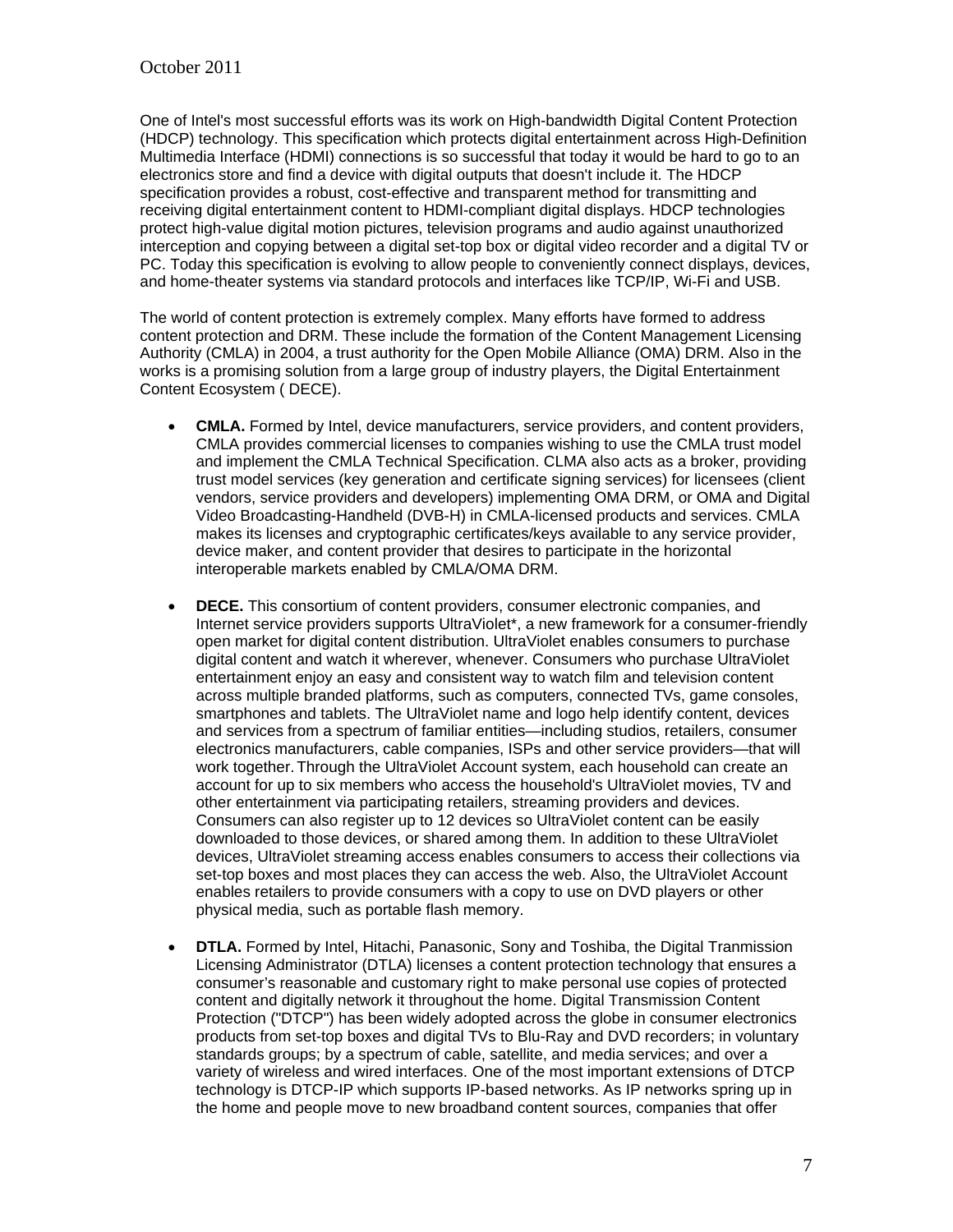One of Intel's most successful efforts was its work on High-bandwidth Digital Content Protection (HDCP) technology. This specification which protects digital entertainment across High-Definition Multimedia Interface (HDMI) connections is so successful that today it would be hard to go to an electronics store and find a device with digital outputs that doesn't include it. The HDCP specification provides a robust, cost-effective and transparent method for transmitting and receiving digital entertainment content to HDMI-compliant digital displays. HDCP technologies protect high-value digital motion pictures, television programs and audio against unauthorized interception and copying between a digital set-top box or digital video recorder and a digital TV or PC. Today this specification is evolving to allow people to conveniently connect displays, devices, and home-theater systems via standard protocols and interfaces like TCP/IP, Wi-Fi and USB.

The world of content protection is extremely complex. Many efforts have formed to address content protection and DRM. These include the formation of the Content Management Licensing Authority (CMLA) in 2004, a trust authority for the Open Mobile Alliance (OMA) DRM. Also in the works is a promising solution from a large group of industry players, the Digital Entertainment Content Ecosystem ( DECE).

- **CMLA.** Formed by Intel, device manufacturers, service providers, and content providers, CMLA provides commercial licenses to companies wishing to use the CMLA trust model and implement the CMLA Technical Specification. CLMA also acts as a broker, providing trust model services (key generation and certificate signing services) for licensees (client vendors, service providers and developers) implementing OMA DRM, or OMA and Digital Video Broadcasting-Handheld (DVB-H) in CMLA-licensed products and services. CMLA makes its licenses and cryptographic certificates/keys available to any service provider, device maker, and content provider that desires to participate in the horizontal interoperable markets enabled by CMLA/OMA DRM.

- **DECE.** This consortium of content providers, consumer electronic companies, and Internet service providers supports UltraViolet*, a new framework for a consumer-friendly open market for digital content distribution. UltraViolet enables consumers to purchase digital content and watch it wherever, whenever. Consumers who purchase UltraViolet entertainment enjoy an easy and consistent way to watch film and television content across multiple branded platforms, such as computers, connected TVs, game consoles, smartphones and tablets. The UltraViolet name and logo help identify content, devices and services from a spectrum of familiar entities—including studios, retailers, consumer electronics manufacturers, cable companies, ISPs and other service providers—that will work together. Through the UltraViolet Account system, each household can create an account for up to six members who access the household's UltraViolet movies, TV and other entertainment via participating retailers, streaming providers and devices. Consumers can also register up to 12 devices so UltraViolet content can be easily downloaded to those devices, or shared among them. In addition to these UltraViolet devices, UltraViolet streaming access enables consumers to access their collections via set-top boxes and most places they can access the web. Also, the UltraViolet Account enables retailers to provide consumers with a copy to use on DVD players or other physical media, such as portable flash memory.

- **DTLA.** Formed by Intel, Hitachi, Panasonic, Sony and Toshiba, the Digital Tranmission Licensing Administrator (DTLA) licenses a content protection technology that ensures a consumer's reasonable and customary right to make personal use copies of protected content and digitally network it throughout the home. Digital Transmission Content Protection ("DTCP") has been widely adopted across the globe in consumer electronics products from set-top boxes and digital TVs to Blu-Ray and DVD recorders; in voluntary standards groups; by a spectrum of cable, satellite, and media services; and over a variety of wireless and wired interfaces. One of the most important extensions of DTCP technology is DTCP-IP which supports IP-based networks. As IP networks spring up in the home and people move to new broadband content sources, companies that offer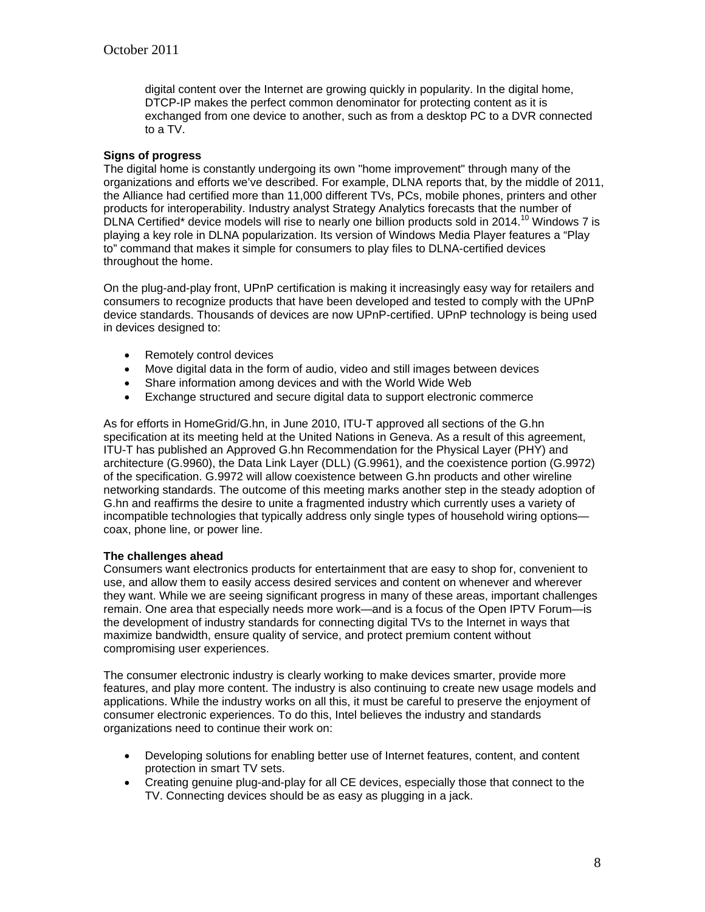digital content over the Internet are growing quickly in popularity. In the digital home, DTCP-IP makes the perfect common denominator for protecting content as it is exchanged from one device to another, such as from a desktop PC to a DVR connected to a TV.

**Signs of progress**

The digital home is constantly undergoing its own "home improvement" through many of the organizations and efforts we've described. For example, DLNA reports that, by the middle of 2011, the Alliance had certified more than 11,000 different TVs, PCs, mobile phones, printers and other products for interoperability. Industry analyst Strategy Analytics forecasts that the number of DLNA Certified* device models will rise to nearly one billion products sold in 2014.[10] Windows 7 is playing a key role in DLNA popularization. Its version of Windows Media Player features a "Play to" command that makes it simple for consumers to play files to DLNA-certified devices throughout the home.

On the plug-and-play front, UPnP certification is making it increasingly easy way for retailers and consumers to recognize products that have been developed and tested to comply with the UPnP device standards. Thousands of devices are now UPnP-certified. UPnP technology is being used in devices designed to:

- Remotely control devices
- Move digital data in the form of audio, video and still images between devices
- Share information among devices and with the World Wide Web
- Exchange structured and secure digital data to support electronic commerce

As for efforts in HomeGrid/G.hn, in June 2010, ITU-T approved all sections of the G.hn specification at its meeting held at the United Nations in Geneva. As a result of this agreement, ITU-T has published an Approved G.hn Recommendation for the Physical Layer (PHY) and architecture (G.9960), the Data Link Layer (DLL) (G.9961), and the coexistence portion (G.9972) of the specification. G.9972 will allow coexistence between G.hn products and other wireline networking standards. The outcome of this meeting marks another step in the steady adoption of G.hn and reaffirms the desire to unite a fragmented industry which currently uses a variety of incompatible technologies that typically address only single types of household wiring options—coax, phone line, or power line.

**The challenges ahead**

Consumers want electronics products for entertainment that are easy to shop for, convenient to use, and allow them to easily access desired services and content on whenever and wherever they want. While we are seeing significant progress in many of these areas, important challenges remain. One area that especially needs more work—and is a focus of the Open IPTV Forum—is the development of industry standards for connecting digital TVs to the Internet in ways that maximize bandwidth, ensure quality of service, and protect premium content without compromising user experiences.

The consumer electronic industry is clearly working to make devices smarter, provide more features, and play more content. The industry is also continuing to create new usage models and applications. While the industry works on all this, it must be careful to preserve the enjoyment of consumer electronic experiences. To do this, Intel believes the industry and standards organizations need to continue their work on:

- Developing solutions for enabling better use of Internet features, content, and content protection in smart TV sets.
- Creating genuine plug-and-play for all CE devices, especially those that connect to the TV. Connecting devices should be as easy as plugging in a jack.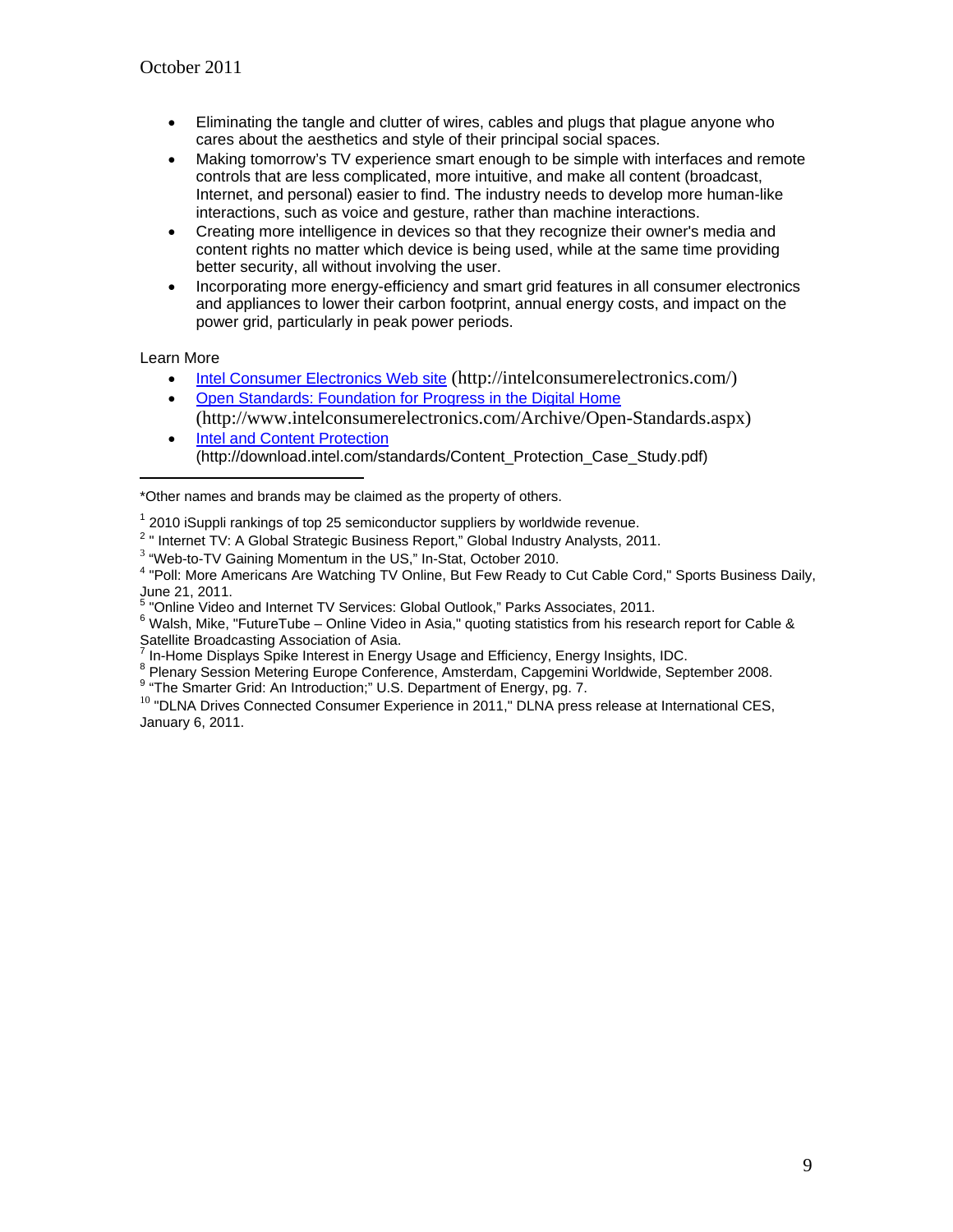- Eliminating the tangle and clutter of wires, cables and plugs that plague anyone who cares about the aesthetics and style of their principal social spaces.
- Making tomorrow's TV experience smart enough to be simple with interfaces and remote controls that are less complicated, more intuitive, and make all content (broadcast, Internet, and personal) easier to find. The industry needs to develop more human-like interactions, such as voice and gesture, rather than machine interactions.
- Creating more intelligence in devices so that they recognize their owner's media and content rights no matter which device is being used, while at the same time providing better security, all without involving the user.
- Incorporating more energy-efficiency and smart grid features in all consumer electronics and appliances to lower their carbon footprint, annual energy costs, and impact on the power grid, particularly in peak power periods.

Learn More

- Intel Consumer Electronics Web site (http://intelconsumerelectronics.com/)
- Open Standards: Foundation for Progress in the Digital Home (http://www.intelconsumerelectronics.com/Archive/Open-Standards.aspx)
- Intel and Content Protection (http://download.intel.com/standards/Content_Protection_Case_Study.pdf)

---

*Other names and brands may be claimed as the property of others.

[1] 2010 iSuppli rankings of top 25 semiconductor suppliers by worldwide revenue.

[2] " Internet TV: A Global Strategic Business Report," Global Industry Analysts, 2011.

[3] "Web-to-TV Gaining Momentum in the US," In-Stat, October 2010.

[4] "Poll: More Americans Are Watching TV Online, But Few Ready to Cut Cable Cord," Sports Business Daily, June 21, 2011.

[5] "Online Video and Internet TV Services: Global Outlook," Parks Associates, 2011.

[6] Walsh, Mike, "FutureTube – Online Video in Asia," quoting statistics from his research report for Cable & Satellite Broadcasting Association of Asia.

[7] In-Home Displays Spike Interest in Energy Usage and Efficiency, Energy Insights, IDC.

[8] Plenary Session Metering Europe Conference, Amsterdam, Capgemini Worldwide, September 2008.

[9] "The Smarter Grid: An Introduction;" U.S. Department of Energy, pg. 7.

[10] "DLNA Drives Connected Consumer Experience in 2011," DLNA press release at International CES, January 6, 2011.